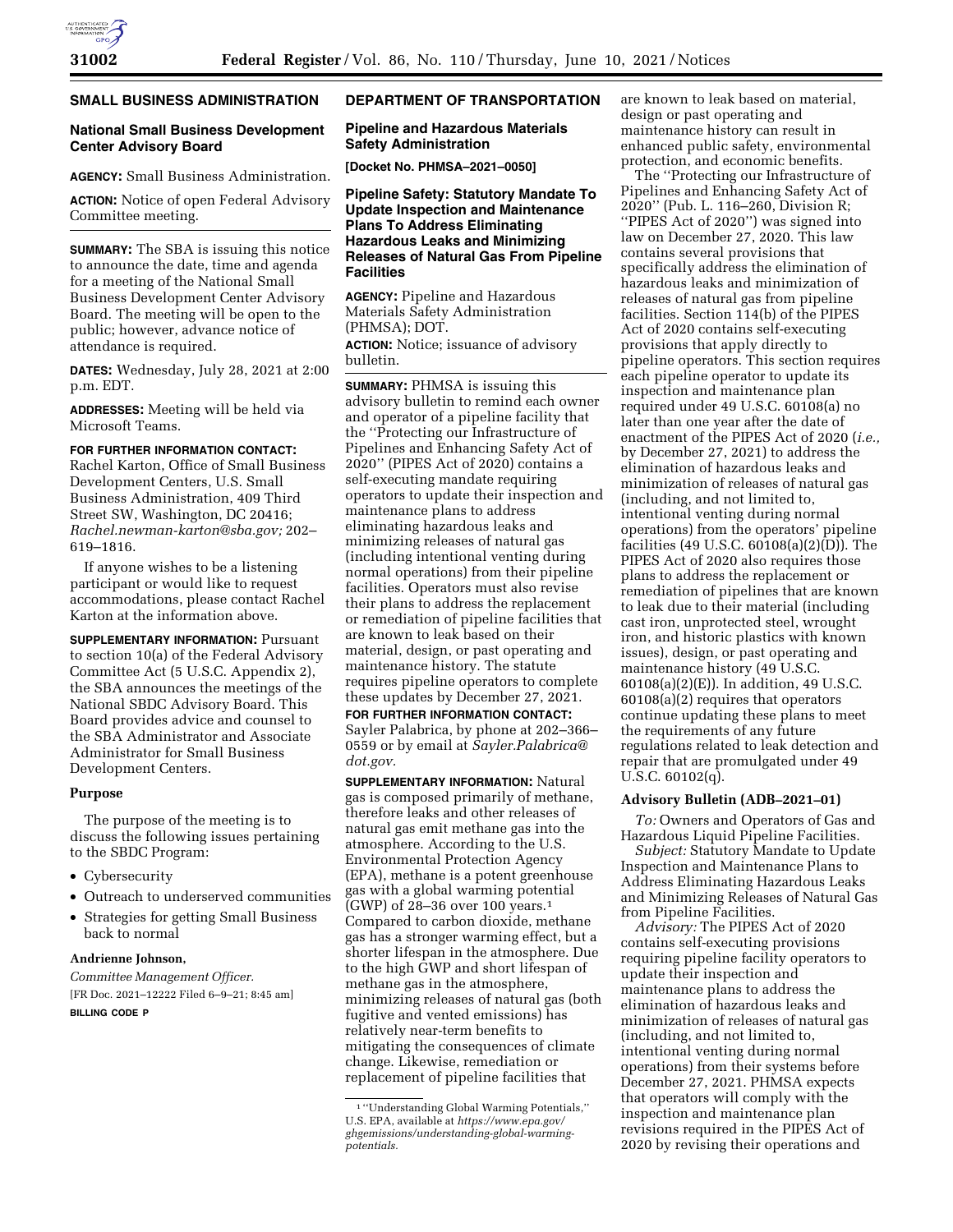## SMALL BUSINESS ADMINISTRATION

### National Small Business Development Center Advisory Board

**AGENCY:** Small Business Administration.

**ACTION:** Notice of open Federal Advisory Committee meeting.

**SUMMARY:** The SBA is issuing this notice to announce the date, time and agenda for a meeting of the National Small Business Development Center Advisory Board. The meeting will be open to the public; however, advance notice of attendance is required.

**DATES:** Wednesday, July 28, 2021 at 2:00 p.m. EDT.

**ADDRESSES:** Meeting will be held via Microsoft Teams.

**FOR FURTHER INFORMATION CONTACT:** Rachel Karton, Office of Small Business Development Centers, U.S. Small Business Administration, 409 Third Street SW, Washington, DC 20416; *Rachel.newman-karton@sba.gov;* 202–619–1816.

If anyone wishes to be a listening participant or would like to request accommodations, please contact Rachel Karton at the information above.

**SUPPLEMENTARY INFORMATION:** Pursuant to section 10(a) of the Federal Advisory Committee Act (5 U.S.C. Appendix 2), the SBA announces the meetings of the National SBDC Advisory Board. This Board provides advice and counsel to the SBA Administrator and Associate Administrator for Small Business Development Centers.

#### Purpose

The purpose of the meeting is to discuss the following issues pertaining to the SBDC Program:

- Cybersecurity
- Outreach to underserved communities
- Strategies for getting Small Business back to normal

**Andrienne Johnson,**

*Committee Management Officer.*

[FR Doc. 2021–12222 Filed 6–9–21; 8:45 am]

**BILLING CODE P**

## DEPARTMENT OF TRANSPORTATION

### Pipeline and Hazardous Materials Safety Administration

**[Docket No. PHMSA–2021–0050]**

### Pipeline Safety: Statutory Mandate To Update Inspection and Maintenance Plans To Address Eliminating Hazardous Leaks and Minimizing Releases of Natural Gas From Pipeline Facilities

**AGENCY:** Pipeline and Hazardous Materials Safety Administration (PHMSA); DOT.

**ACTION:** Notice; issuance of advisory bulletin.

**SUMMARY:** PHMSA is issuing this advisory bulletin to remind each owner and operator of a pipeline facility that the ''Protecting our Infrastructure of Pipelines and Enhancing Safety Act of 2020'' (PIPES Act of 2020) contains a self-executing mandate requiring operators to update their inspection and maintenance plans to address eliminating hazardous leaks and minimizing releases of natural gas (including intentional venting during normal operations) from their pipeline facilities. Operators must also revise their plans to address the replacement or remediation of pipeline facilities that are known to leak based on their material, design, or past operating and maintenance history. The statute requires pipeline operators to complete these updates by December 27, 2021.

**FOR FURTHER INFORMATION CONTACT:** Sayler Palabrica, by phone at 202–366–0559 or by email at *Sayler.Palabrica@dot.gov.*

**SUPPLEMENTARY INFORMATION:** Natural gas is composed primarily of methane, therefore leaks and other releases of natural gas emit methane gas into the atmosphere. According to the U.S. Environmental Protection Agency (EPA), methane is a potent greenhouse gas with a global warming potential (GWP) of 28–36 over 100 years.[1] Compared to carbon dioxide, methane gas has a stronger warming effect, but a shorter lifespan in the atmosphere. Due to the high GWP and short lifespan of methane gas in the atmosphere, minimizing releases of natural gas (both fugitive and vented emissions) has relatively near-term benefits to mitigating the consequences of climate change. Likewise, remediation or replacement of pipeline facilities that are known to leak based on material, design or past operating and maintenance history can result in enhanced public safety, environmental protection, and economic benefits.

The ''Protecting our Infrastructure of Pipelines and Enhancing Safety Act of 2020'' (Pub. L. 116–260, Division R; ''PIPES Act of 2020'') was signed into law on December 27, 2020. This law contains several provisions that specifically address the elimination of hazardous leaks and minimization of releases of natural gas from pipeline facilities. Section 114(b) of the PIPES Act of 2020 contains self-executing provisions that apply directly to pipeline operators. This section requires each pipeline operator to update its inspection and maintenance plan required under 49 U.S.C. 60108(a) no later than one year after the date of enactment of the PIPES Act of 2020 (*i.e.,* by December 27, 2021) to address the elimination of hazardous leaks and minimization of releases of natural gas (including, and not limited to, intentional venting during normal operations) from the operators' pipeline facilities (49 U.S.C. 60108(a)(2)(D)). The PIPES Act of 2020 also requires those plans to address the replacement or remediation of pipelines that are known to leak due to their material (including cast iron, unprotected steel, wrought iron, and historic plastics with known issues), design, or past operating and maintenance history (49 U.S.C. 60108(a)(2)(E)). In addition, 49 U.S.C. 60108(a)(2) requires that operators continue updating these plans to meet the requirements of any future regulations related to leak detection and repair that are promulgated under 49 U.S.C. 60102(q).

#### Advisory Bulletin (ADB–2021–01)

*To:* Owners and Operators of Gas and Hazardous Liquid Pipeline Facilities.

*Subject:* Statutory Mandate to Update Inspection and Maintenance Plans to Address Eliminating Hazardous Leaks and Minimizing Releases of Natural Gas from Pipeline Facilities.

*Advisory:* The PIPES Act of 2020 contains self-executing provisions requiring pipeline facility operators to update their inspection and maintenance plans to address the elimination of hazardous leaks and minimization of releases of natural gas (including, and not limited to, intentional venting during normal operations) from their systems before December 27, 2021. PHMSA expects that operators will comply with the inspection and maintenance plan revisions required in the PIPES Act of 2020 by revising their operations and

[1] ''Understanding Global Warming Potentials,'' U.S. EPA, available at *https://www.epa.gov/ghgemissions/understanding-global-warming-potentials.*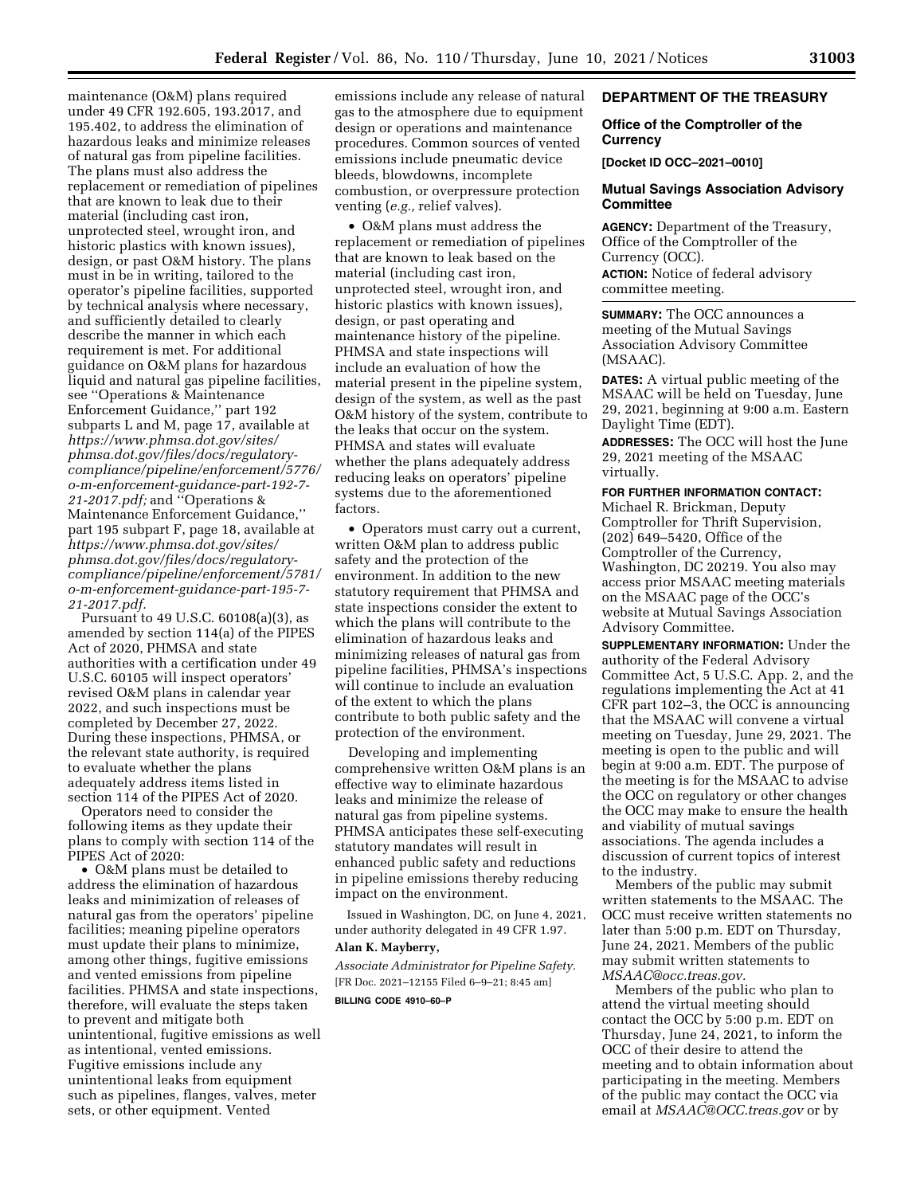maintenance (O&M) plans required under 49 CFR 192.605, 193.2017, and 195.402, to address the elimination of hazardous leaks and minimize releases of natural gas from pipeline facilities. The plans must also address the replacement or remediation of pipelines that are known to leak due to their material (including cast iron, unprotected steel, wrought iron, and historic plastics with known issues), design, or past O&M history. The plans must be in writing, tailored to the operator's pipeline facilities, supported by technical analysis where necessary, and sufficiently detailed to clearly describe the manner in which each requirement is met. For additional guidance on O&M plans for hazardous liquid and natural gas pipeline facilities, see ''Operations & Maintenance Enforcement Guidance,'' part 192 subparts L and M, page 17, available at *https://www.phmsa.dot.gov/sites/phmsa.dot.gov/files/docs/regulatory-compliance/pipeline/enforcement/5776/o-m-enforcement-guidance-part-192-7-21-2017.pdf;* and ''Operations & Maintenance Enforcement Guidance,'' part 195 subpart F, page 18, available at *https://www.phmsa.dot.gov/sites/phmsa.dot.gov/files/docs/regulatory-compliance/pipeline/enforcement/5781/o-m-enforcement-guidance-part-195-7-21-2017.pdf.*

Pursuant to 49 U.S.C. 60108(a)(3), as amended by section 114(a) of the PIPES Act of 2020, PHMSA and state authorities with a certification under 49 U.S.C. 60105 will inspect operators' revised O&M plans in calendar year 2022, and such inspections must be completed by December 27, 2022. During these inspections, PHMSA, or the relevant state authority, is required to evaluate whether the plans adequately address items listed in section 114 of the PIPES Act of 2020.

Operators need to consider the following items as they update their plans to comply with section 114 of the PIPES Act of 2020:

- O&M plans must be detailed to address the elimination of hazardous leaks and minimization of releases of natural gas from the operators' pipeline facilities; meaning pipeline operators must update their plans to minimize, among other things, fugitive emissions and vented emissions from pipeline facilities. PHMSA and state inspections, therefore, will evaluate the steps taken to prevent and mitigate both unintentional, fugitive emissions as well as intentional, vented emissions. Fugitive emissions include any unintentional leaks from equipment such as pipelines, flanges, valves, meter sets, or other equipment. Vented emissions include any release of natural gas to the atmosphere due to equipment design or operations and maintenance procedures. Common sources of vented emissions include pneumatic device bleeds, blowdowns, incomplete combustion, or overpressure protection venting (*e.g.,* relief valves).
- O&M plans must address the replacement or remediation of pipelines that are known to leak based on the material (including cast iron, unprotected steel, wrought iron, and historic plastics with known issues), design, or past operating and maintenance history of the pipeline. PHMSA and state inspections will include an evaluation of how the material present in the pipeline system, design of the system, as well as the past O&M history of the system, contribute to the leaks that occur on the system. PHMSA and states will evaluate whether the plans adequately address reducing leaks on operators' pipeline systems due to the aforementioned factors.
- Operators must carry out a current, written O&M plan to address public safety and the protection of the environment. In addition to the new statutory requirement that PHMSA and state inspections consider the extent to which the plans will contribute to the elimination of hazardous leaks and minimizing releases of natural gas from pipeline facilities, PHMSA's inspections will continue to include an evaluation of the extent to which the plans contribute to both public safety and the protection of the environment.

Developing and implementing comprehensive written O&M plans is an effective way to eliminate hazardous leaks and minimize the release of natural gas from pipeline systems. PHMSA anticipates these self-executing statutory mandates will result in enhanced public safety and reductions in pipeline emissions thereby reducing impact on the environment.

Issued in Washington, DC, on June 4, 2021, under authority delegated in 49 CFR 1.97.

**Alan K. Mayberry,**

*Associate Administrator for Pipeline Safety.*

[FR Doc. 2021–12155 Filed 6–9–21; 8:45 am]

**BILLING CODE 4910–60–P**

## DEPARTMENT OF THE TREASURY

### Office of the Comptroller of the Currency

**[Docket ID OCC–2021–0010]**

### Mutual Savings Association Advisory Committee

**AGENCY:** Department of the Treasury, Office of the Comptroller of the Currency (OCC).

**ACTION:** Notice of federal advisory committee meeting.

**SUMMARY:** The OCC announces a meeting of the Mutual Savings Association Advisory Committee (MSAAC).

**DATES:** A virtual public meeting of the MSAAC will be held on Tuesday, June 29, 2021, beginning at 9:00 a.m. Eastern Daylight Time (EDT).

**ADDRESSES:** The OCC will host the June 29, 2021 meeting of the MSAAC virtually.

**FOR FURTHER INFORMATION CONTACT:** Michael R. Brickman, Deputy Comptroller for Thrift Supervision, (202) 649–5420, Office of the Comptroller of the Currency, Washington, DC 20219. You also may access prior MSAAC meeting materials on the MSAAC page of the OCC's website at Mutual Savings Association Advisory Committee.

**SUPPLEMENTARY INFORMATION:** Under the authority of the Federal Advisory Committee Act, 5 U.S.C. App. 2, and the regulations implementing the Act at 41 CFR part 102–3, the OCC is announcing that the MSAAC will convene a virtual meeting on Tuesday, June 29, 2021. The meeting is open to the public and will begin at 9:00 a.m. EDT. The purpose of the meeting is for the MSAAC to advise the OCC on regulatory or other changes the OCC may make to ensure the health and viability of mutual savings associations. The agenda includes a discussion of current topics of interest to the industry.

Members of the public may submit written statements to the MSAAC. The OCC must receive written statements no later than 5:00 p.m. EDT on Thursday, June 24, 2021. Members of the public may submit written statements to *MSAAC@occ.treas.gov.*

Members of the public who plan to attend the virtual meeting should contact the OCC by 5:00 p.m. EDT on Thursday, June 24, 2021, to inform the OCC of their desire to attend the meeting and to obtain information about participating in the meeting. Members of the public may contact the OCC via email at *MSAAC@OCC.treas.gov* or by